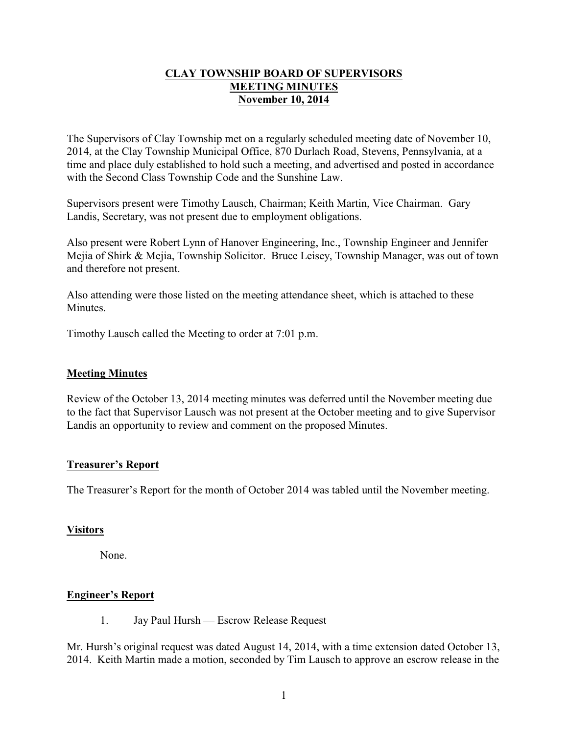# CLAY TOWNSHIP BOARD OF SUPERVISORS
# MEETING MINUTES
# November 10, 2014

The Supervisors of Clay Township met on a regularly scheduled meeting date of November 10, 2014, at the Clay Township Municipal Office, 870 Durlach Road, Stevens, Pennsylvania, at a time and place duly established to hold such a meeting, and advertised and posted in accordance with the Second Class Township Code and the Sunshine Law.

Supervisors present were Timothy Lausch, Chairman; Keith Martin, Vice Chairman. Gary Landis, Secretary, was not present due to employment obligations.

Also present were Robert Lynn of Hanover Engineering, Inc., Township Engineer and Jennifer Mejia of Shirk & Mejia, Township Solicitor. Bruce Leisey, Township Manager, was out of town and therefore not present.

Also attending were those listed on the meeting attendance sheet, which is attached to these Minutes.

Timothy Lausch called the Meeting to order at 7:01 p.m.

## Meeting Minutes

Review of the October 13, 2014 meeting minutes was deferred until the November meeting due to the fact that Supervisor Lausch was not present at the October meeting and to give Supervisor Landis an opportunity to review and comment on the proposed Minutes.

## Treasurer's Report

The Treasurer's Report for the month of October 2014 was tabled until the November meeting.

## Visitors

None.

## Engineer's Report

1. Jay Paul Hursh — Escrow Release Request

Mr. Hursh's original request was dated August 14, 2014, with a time extension dated October 13, 2014. Keith Martin made a motion, seconded by Tim Lausch to approve an escrow release in the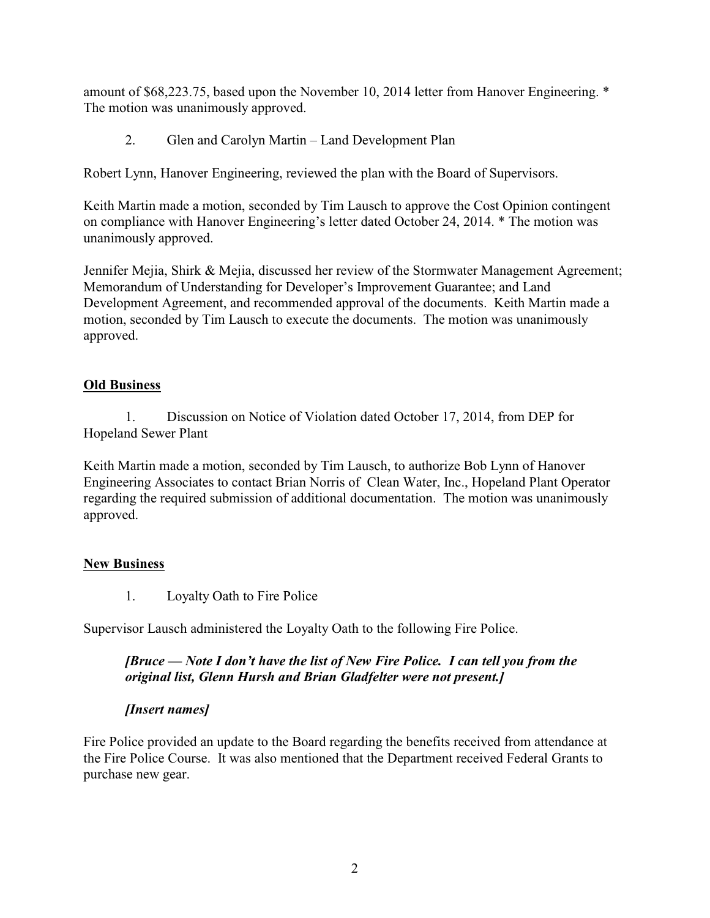amount of $68,223.75, based upon the November 10, 2014 letter from Hanover Engineering. * The motion was unanimously approved.

2. Glen and Carolyn Martin – Land Development Plan

Robert Lynn, Hanover Engineering, reviewed the plan with the Board of Supervisors.

Keith Martin made a motion, seconded by Tim Lausch to approve the Cost Opinion contingent on compliance with Hanover Engineering's letter dated October 24, 2014. * The motion was unanimously approved.

Jennifer Mejia, Shirk & Mejia, discussed her review of the Stormwater Management Agreement; Memorandum of Understanding for Developer's Improvement Guarantee; and Land Development Agreement, and recommended approval of the documents. Keith Martin made a motion, seconded by Tim Lausch to execute the documents. The motion was unanimously approved.

**Old Business**

1. Discussion on Notice of Violation dated October 17, 2014, from DEP for Hopeland Sewer Plant

Keith Martin made a motion, seconded by Tim Lausch, to authorize Bob Lynn of Hanover Engineering Associates to contact Brian Norris of Clean Water, Inc., Hopeland Plant Operator regarding the required submission of additional documentation. The motion was unanimously approved.

**New Business**

1. Loyalty Oath to Fire Police

Supervisor Lausch administered the Loyalty Oath to the following Fire Police.

> ***[Bruce — Note I don't have the list of New Fire Police. I can tell you from the original list, Glenn Hursh and Brian Gladfelter were not present.]***
>
> ***[Insert names]***

Fire Police provided an update to the Board regarding the benefits received from attendance at the Fire Police Course. It was also mentioned that the Department received Federal Grants to purchase new gear.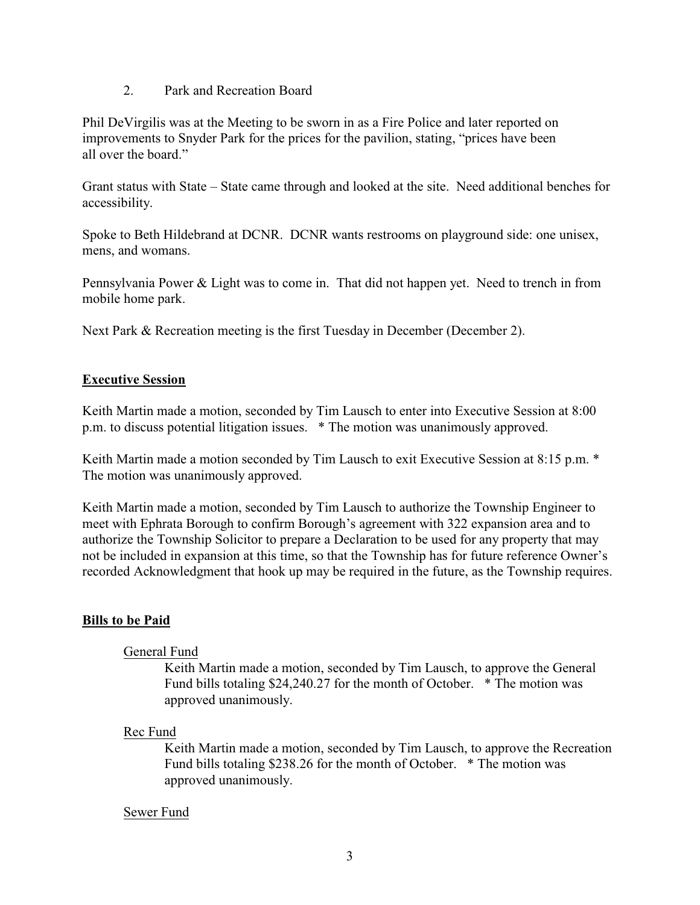2. Park and Recreation Board

Phil DeVirgilis was at the Meeting to be sworn in as a Fire Police and later reported on improvements to Snyder Park for the prices for the pavilion, stating, "prices have been all over the board."

Grant status with State – State came through and looked at the site. Need additional benches for accessibility.

Spoke to Beth Hildebrand at DCNR. DCNR wants restrooms on playground side: one unisex, mens, and womans.

Pennsylvania Power & Light was to come in. That did not happen yet. Need to trench in from mobile home park.

Next Park & Recreation meeting is the first Tuesday in December (December 2).

## **Executive Session**

Keith Martin made a motion, seconded by Tim Lausch to enter into Executive Session at 8:00 p.m. to discuss potential litigation issues. * The motion was unanimously approved.

Keith Martin made a motion seconded by Tim Lausch to exit Executive Session at 8:15 p.m. * The motion was unanimously approved.

Keith Martin made a motion, seconded by Tim Lausch to authorize the Township Engineer to meet with Ephrata Borough to confirm Borough's agreement with 322 expansion area and to authorize the Township Solicitor to prepare a Declaration to be used for any property that may not be included in expansion at this time, so that the Township has for future reference Owner's recorded Acknowledgment that hook up may be required in the future, as the Township requires.

## **Bills to be Paid**

General Fund

Keith Martin made a motion, seconded by Tim Lausch, to approve the General Fund bills totaling $24,240.27 for the month of October. * The motion was approved unanimously.

Rec Fund

Keith Martin made a motion, seconded by Tim Lausch, to approve the Recreation Fund bills totaling $238.26 for the month of October. * The motion was approved unanimously.

Sewer Fund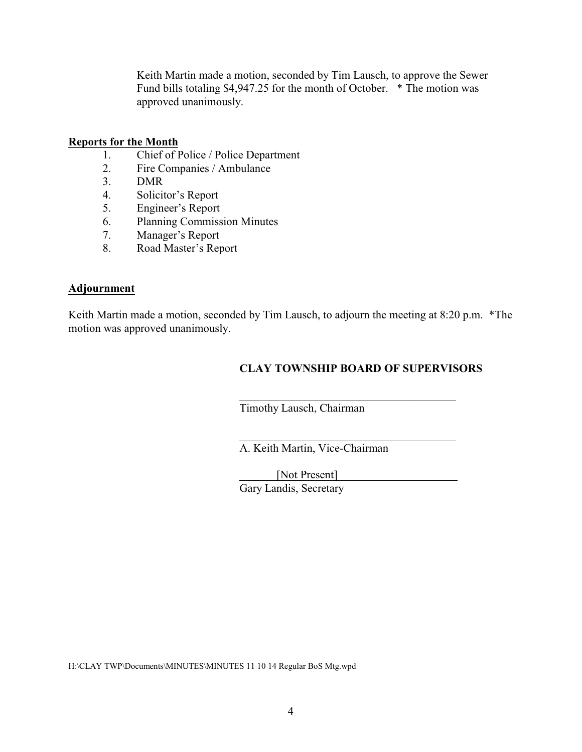Keith Martin made a motion, seconded by Tim Lausch, to approve the Sewer Fund bills totaling $4,947.25 for the month of October. * The motion was approved unanimously.

**Reports for the Month**

1. Chief of Police / Police Department
2. Fire Companies / Ambulance
3. DMR
4. Solicitor's Report
5. Engineer's Report
6. Planning Commission Minutes
7. Manager's Report
8. Road Master's Report

**Adjournment**

Keith Martin made a motion, seconded by Tim Lausch, to adjourn the meeting at 8:20 p.m. *The motion was approved unanimously.

**CLAY TOWNSHIP BOARD OF SUPERVISORS**

\_\_\_\_\_\_\_\_\_\_\_\_\_\_\_\_\_\_\_\_\_\_\_\_\_\_\_\_\_\_\_\_\_\_\_\_\_\_
Timothy Lausch, Chairman

\_\_\_\_\_\_\_\_\_\_\_\_\_\_\_\_\_\_\_\_\_\_\_\_\_\_\_\_\_\_\_\_\_\_\_\_\_\_
A. Keith Martin, Vice-Chairman

[Not Present]
Gary Landis, Secretary

H:\CLAY TWP\Documents\MINUTES\MINUTES 11 10 14 Regular BoS Mtg.wpd